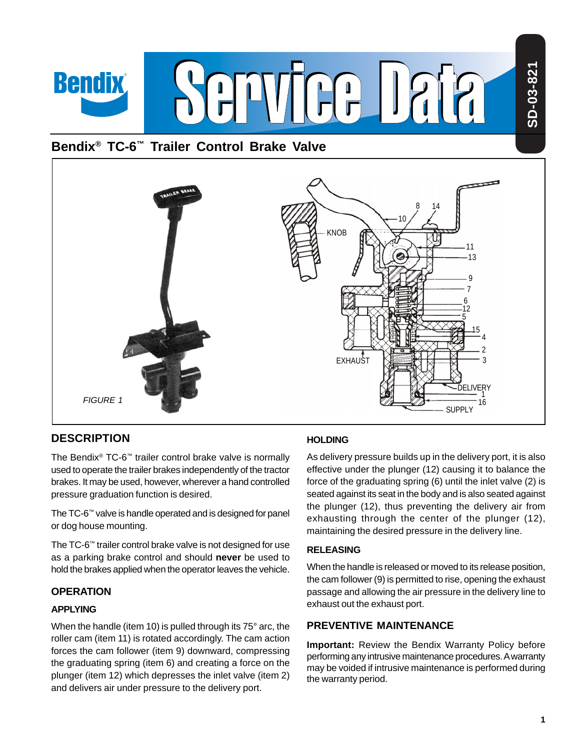# Bendix® TC-6™ Trailer Control Brake Valve

FIGURE 1

## DESCRIPTION

The Bendix® TC-6™ trailer control brake valve is normally used to operate the trailer brakes independently of the tractor brakes. It may be used, however, wherever a hand controlled pressure graduation function is desired.

The TC-6™ valve is handle operated and is designed for panel or dog house mounting.

The TC-6™ trailer control brake valve is not designed for use as a parking brake control and should **never** be used to hold the brakes applied when the operator leaves the vehicle.

## OPERATION

### APPLYING

When the handle (item 10) is pulled through its 75° arc, the roller cam (item 11) is rotated accordingly. The cam action forces the cam follower (item 9) downward, compressing the graduating spring (item 6) and creating a force on the plunger (item 12) which depresses the inlet valve (item 2) and delivers air under pressure to the delivery port.

### HOLDING

As delivery pressure builds up in the delivery port, it is also effective under the plunger (12) causing it to balance the force of the graduating spring (6) until the inlet valve (2) is seated against its seat in the body and is also seated against the plunger (12), thus preventing the delivery air from exhausting through the center of the plunger (12), maintaining the desired pressure in the delivery line.

### RELEASING

When the handle is released or moved to its release position, the cam follower (9) is permitted to rise, opening the exhaust passage and allowing the air pressure in the delivery line to exhaust out the exhaust port.

## PREVENTIVE MAINTENANCE

**Important:** Review the Bendix Warranty Policy before performing any intrusive maintenance procedures. A warranty may be voided if intrusive maintenance is performed during the warranty period.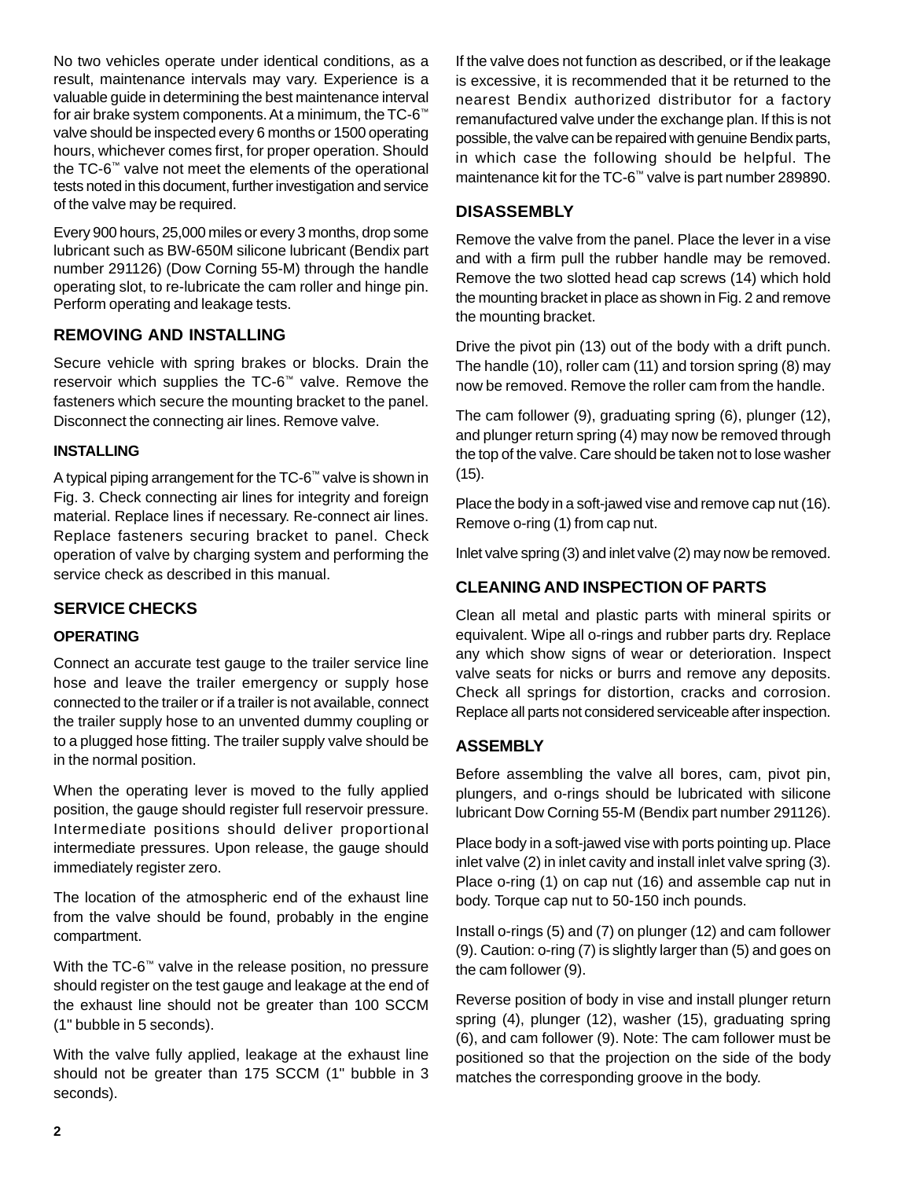No two vehicles operate under identical conditions, as a result, maintenance intervals may vary. Experience is a valuable guide in determining the best maintenance interval for air brake system components. At a minimum, the TC-6™ valve should be inspected every 6 months or 1500 operating hours, whichever comes first, for proper operation. Should the TC-6™ valve not meet the elements of the operational tests noted in this document, further investigation and service of the valve may be required.

Every 900 hours, 25,000 miles or every 3 months, drop some lubricant such as BW-650M silicone lubricant (Bendix part number 291126) (Dow Corning 55-M) through the handle operating slot, to re-lubricate the cam roller and hinge pin. Perform operating and leakage tests.

## REMOVING AND INSTALLING

Secure vehicle with spring brakes or blocks. Drain the reservoir which supplies the TC-6™ valve. Remove the fasteners which secure the mounting bracket to the panel. Disconnect the connecting air lines. Remove valve.

### INSTALLING

A typical piping arrangement for the TC-6™ valve is shown in Fig. 3. Check connecting air lines for integrity and foreign material. Replace lines if necessary. Re-connect air lines. Replace fasteners securing bracket to panel. Check operation of valve by charging system and performing the service check as described in this manual.

## SERVICE CHECKS

### OPERATING

Connect an accurate test gauge to the trailer service line hose and leave the trailer emergency or supply hose connected to the trailer or if a trailer is not available, connect the trailer supply hose to an unvented dummy coupling or to a plugged hose fitting. The trailer supply valve should be in the normal position.

When the operating lever is moved to the fully applied position, the gauge should register full reservoir pressure. Intermediate positions should deliver proportional intermediate pressures. Upon release, the gauge should immediately register zero.

The location of the atmospheric end of the exhaust line from the valve should be found, probably in the engine compartment.

With the TC-6™ valve in the release position, no pressure should register on the test gauge and leakage at the end of the exhaust line should not be greater than 100 SCCM (1" bubble in 5 seconds).

With the valve fully applied, leakage at the exhaust line should not be greater than 175 SCCM (1" bubble in 3 seconds).

If the valve does not function as described, or if the leakage is excessive, it is recommended that it be returned to the nearest Bendix authorized distributor for a factory remanufactured valve under the exchange plan. If this is not possible, the valve can be repaired with genuine Bendix parts, in which case the following should be helpful. The maintenance kit for the TC-6™ valve is part number 289890.

## DISASSEMBLY

Remove the valve from the panel. Place the lever in a vise and with a firm pull the rubber handle may be removed. Remove the two slotted head cap screws (14) which hold the mounting bracket in place as shown in Fig. 2 and remove the mounting bracket.

Drive the pivot pin (13) out of the body with a drift punch. The handle (10), roller cam (11) and torsion spring (8) may now be removed. Remove the roller cam from the handle.

The cam follower (9), graduating spring (6), plunger (12), and plunger return spring (4) may now be removed through the top of the valve. Care should be taken not to lose washer (15).

Place the body in a soft-jawed vise and remove cap nut (16). Remove o-ring (1) from cap nut.

Inlet valve spring (3) and inlet valve (2) may now be removed.

## CLEANING AND INSPECTION OF PARTS

Clean all metal and plastic parts with mineral spirits or equivalent. Wipe all o-rings and rubber parts dry. Replace any which show signs of wear or deterioration. Inspect valve seats for nicks or burrs and remove any deposits. Check all springs for distortion, cracks and corrosion. Replace all parts not considered serviceable after inspection.

## ASSEMBLY

Before assembling the valve all bores, cam, pivot pin, plungers, and o-rings should be lubricated with silicone lubricant Dow Corning 55-M (Bendix part number 291126).

Place body in a soft-jawed vise with ports pointing up. Place inlet valve (2) in inlet cavity and install inlet valve spring (3). Place o-ring (1) on cap nut (16) and assemble cap nut in body. Torque cap nut to 50-150 inch pounds.

Install o-rings (5) and (7) on plunger (12) and cam follower (9). Caution: o-ring (7) is slightly larger than (5) and goes on the cam follower (9).

Reverse position of body in vise and install plunger return spring (4), plunger (12), washer (15), graduating spring (6), and cam follower (9). Note: The cam follower must be positioned so that the projection on the side of the body matches the corresponding groove in the body.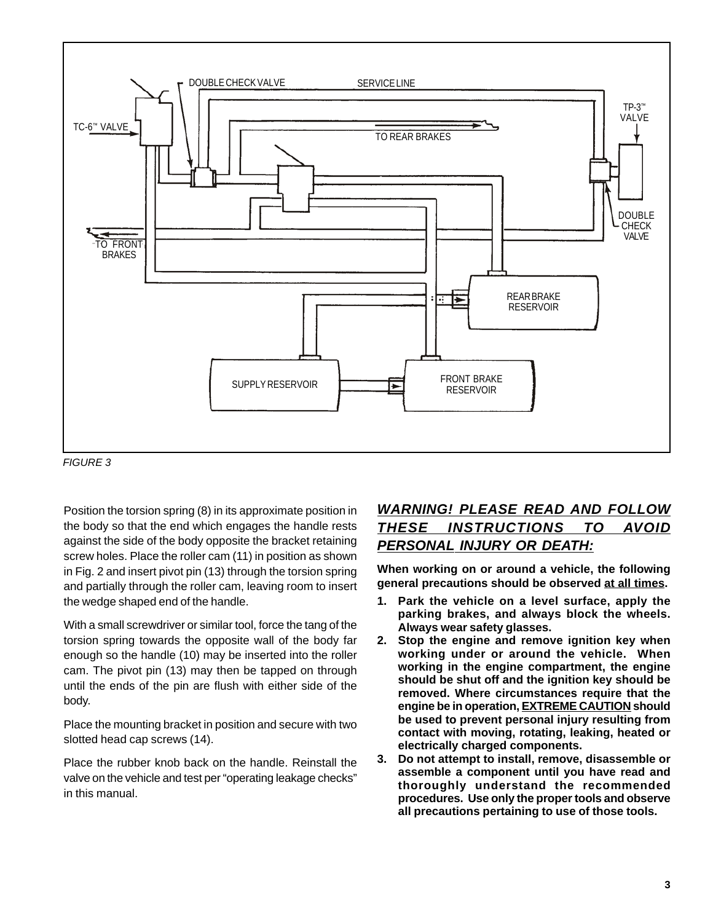FIGURE 3

Position the torsion spring (8) in its approximate position in the body so that the end which engages the handle rests against the side of the body opposite the bracket retaining screw holes. Place the roller cam (11) in position as shown in Fig. 2 and insert pivot pin (13) through the torsion spring and partially through the roller cam, leaving room to insert the wedge shaped end of the handle.

With a small screwdriver or similar tool, force the tang of the torsion spring towards the opposite wall of the body far enough so the handle (10) may be inserted into the roller cam. The pivot pin (13) may then be tapped on through until the ends of the pin are flush with either side of the body.

Place the mounting bracket in position and secure with two slotted head cap screws (14).

Place the rubber knob back on the handle. Reinstall the valve on the vehicle and test per "operating leakage checks" in this manual.

## ***WARNING! PLEASE READ AND FOLLOW THESE INSTRUCTIONS TO AVOID PERSONAL INJURY OR DEATH:***

**When working on or around a vehicle, the following general precautions should be observed at all times.**

1. **Park the vehicle on a level surface, apply the parking brakes, and always block the wheels. Always wear safety glasses.**
2. **Stop the engine and remove ignition key when working under or around the vehicle. When working in the engine compartment, the engine should be shut off and the ignition key should be removed. Where circumstances require that the engine be in operation, EXTREME CAUTION should be used to prevent personal injury resulting from contact with moving, rotating, leaking, heated or electrically charged components.**
3. **Do not attempt to install, remove, disassemble or assemble a component until you have read and thoroughly understand the recommended procedures. Use only the proper tools and observe all precautions pertaining to use of those tools.**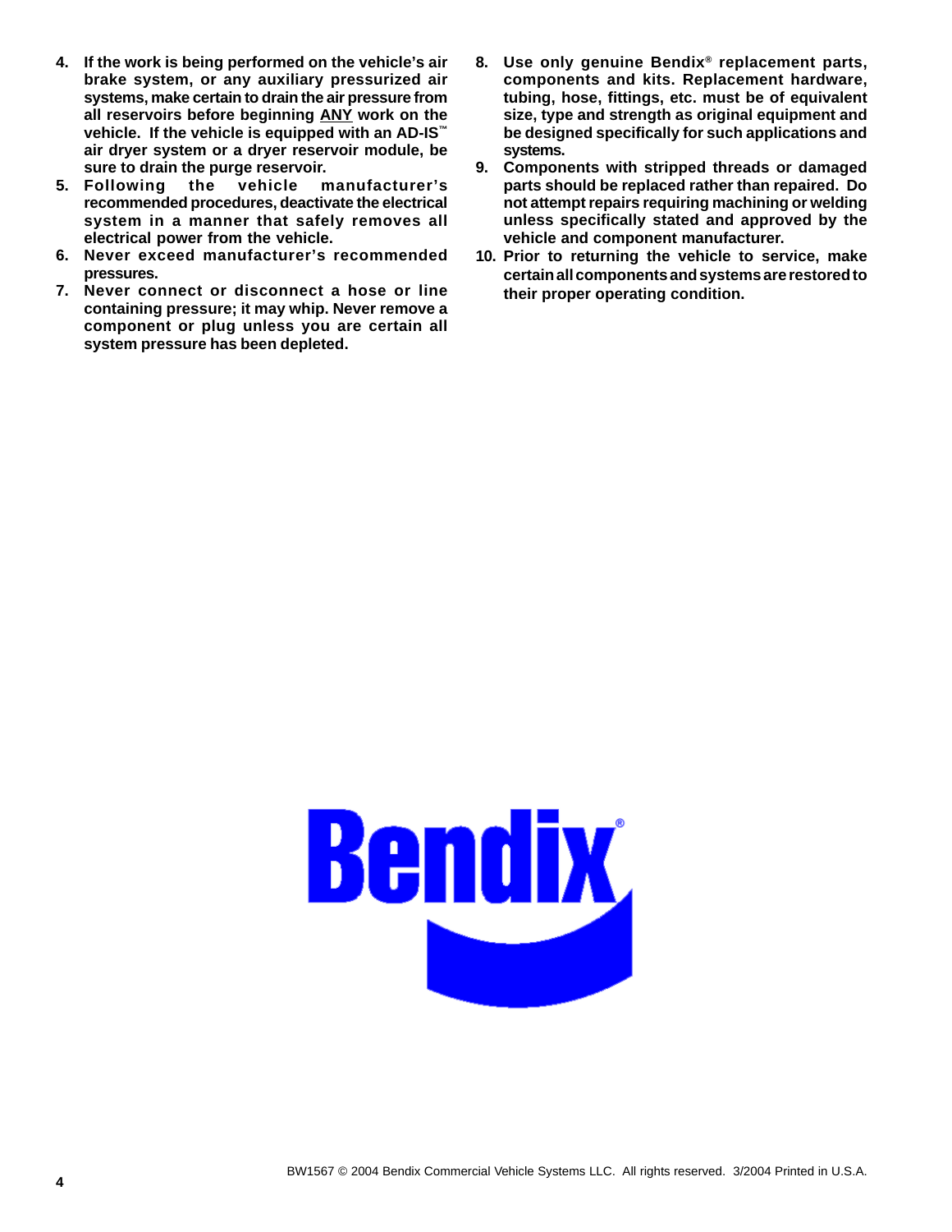4. **If the work is being performed on the vehicle's air brake system, or any auxiliary pressurized air systems, make certain to drain the air pressure from all reservoirs before beginning ANY work on the vehicle. If the vehicle is equipped with an AD-IS™ air dryer system or a dryer reservoir module, be sure to drain the purge reservoir.**
5. **Following the vehicle manufacturer's recommended procedures, deactivate the electrical system in a manner that safely removes all electrical power from the vehicle.**
6. **Never exceed manufacturer's recommended pressures.**
7. **Never connect or disconnect a hose or line containing pressure; it may whip. Never remove a component or plug unless you are certain all system pressure has been depleted.**
8. **Use only genuine Bendix® replacement parts, components and kits. Replacement hardware, tubing, hose, fittings, etc. must be of equivalent size, type and strength as original equipment and be designed specifically for such applications and systems.**
9. **Components with stripped threads or damaged parts should be replaced rather than repaired. Do not attempt repairs requiring machining or welding unless specifically stated and approved by the vehicle and component manufacturer.**
10. **Prior to returning the vehicle to service, make certain all components and systems are restored to their proper operating condition.**

Bendix®

BW1567 © 2004 Bendix Commercial Vehicle Systems LLC. All rights reserved. 3/2004 Printed in U.S.A.